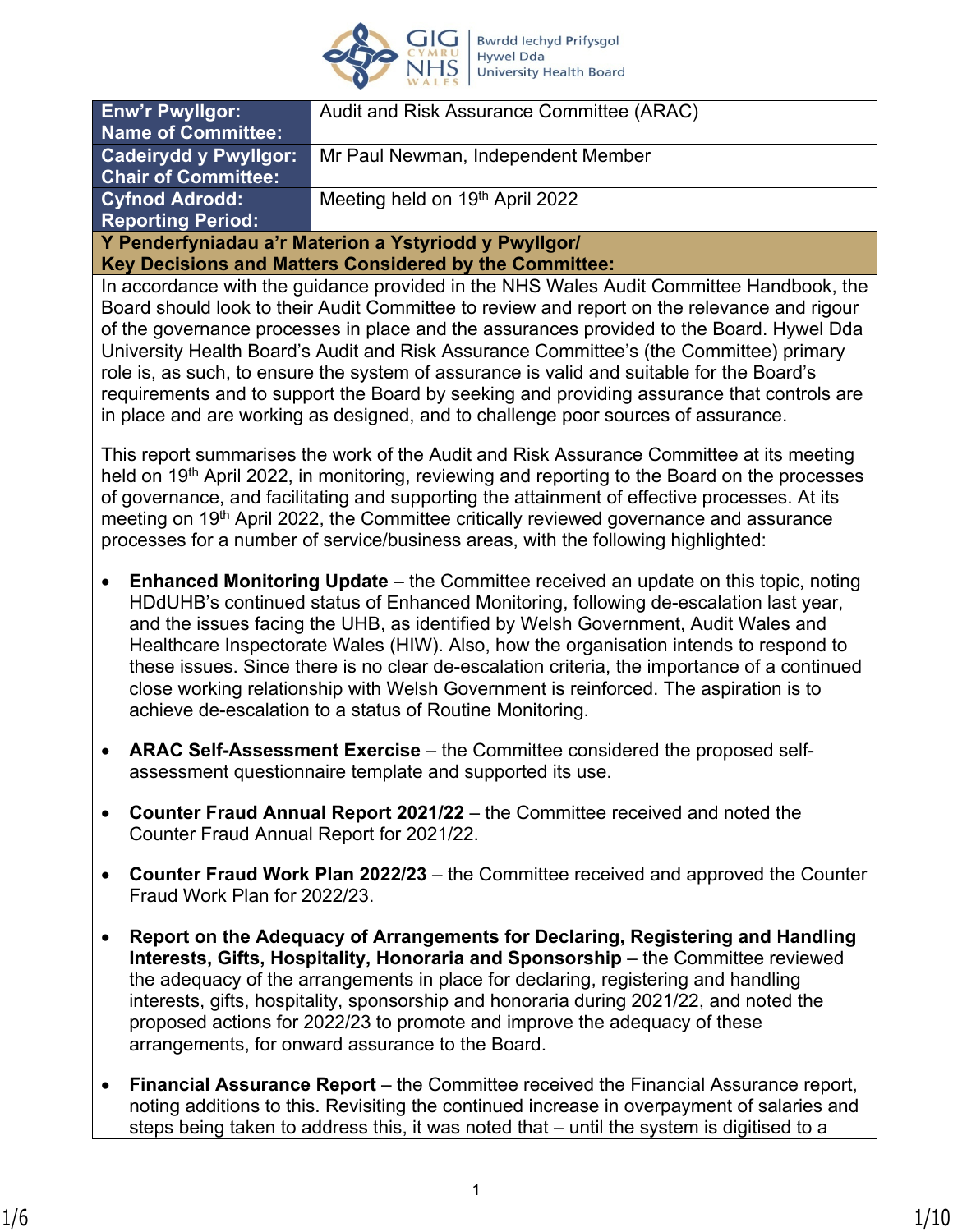| Enw'r Pwyllgor: Name of Committee: | Audit and Risk Assurance Committee (ARAC) |
|---|---|
| Cadeirydd y Pwyllgor: Chair of Committee: | Mr Paul Newman, Independent Member |
| Cyfnod Adrodd: Reporting Period: | Meeting held on 19th April 2022 |

**Y Penderfyniadau a'r Materion a Ystyriodd y Pwyllgor/ Key Decisions and Matters Considered by the Committee:**

In accordance with the guidance provided in the NHS Wales Audit Committee Handbook, the Board should look to their Audit Committee to review and report on the relevance and rigour of the governance processes in place and the assurances provided to the Board. Hywel Dda University Health Board's Audit and Risk Assurance Committee's (the Committee) primary role is, as such, to ensure the system of assurance is valid and suitable for the Board's requirements and to support the Board by seeking and providing assurance that controls are in place and are working as designed, and to challenge poor sources of assurance.

This report summarises the work of the Audit and Risk Assurance Committee at its meeting held on 19th April 2022, in monitoring, reviewing and reporting to the Board on the processes of governance, and facilitating and supporting the attainment of effective processes. At its meeting on 19th April 2022, the Committee critically reviewed governance and assurance processes for a number of service/business areas, with the following highlighted:

- **Enhanced Monitoring Update** – the Committee received an update on this topic, noting HDdUHB's continued status of Enhanced Monitoring, following de-escalation last year, and the issues facing the UHB, as identified by Welsh Government, Audit Wales and Healthcare Inspectorate Wales (HIW). Also, how the organisation intends to respond to these issues. Since there is no clear de-escalation criteria, the importance of a continued close working relationship with Welsh Government is reinforced. The aspiration is to achieve de-escalation to a status of Routine Monitoring.

- **ARAC Self-Assessment Exercise** – the Committee considered the proposed self-assessment questionnaire template and supported its use.

- **Counter Fraud Annual Report 2021/22** – the Committee received and noted the Counter Fraud Annual Report for 2021/22.

- **Counter Fraud Work Plan 2022/23** – the Committee received and approved the Counter Fraud Work Plan for 2022/23.

- **Report on the Adequacy of Arrangements for Declaring, Registering and Handling Interests, Gifts, Hospitality, Honoraria and Sponsorship** – the Committee reviewed the adequacy of the arrangements in place for declaring, registering and handling interests, gifts, hospitality, sponsorship and honoraria during 2021/22, and noted the proposed actions for 2022/23 to promote and improve the adequacy of these arrangements, for onward assurance to the Board.

- **Financial Assurance Report** – the Committee received the Financial Assurance report, noting additions to this. Revisiting the continued increase in overpayment of salaries and steps being taken to address this, it was noted that – until the system is digitised to a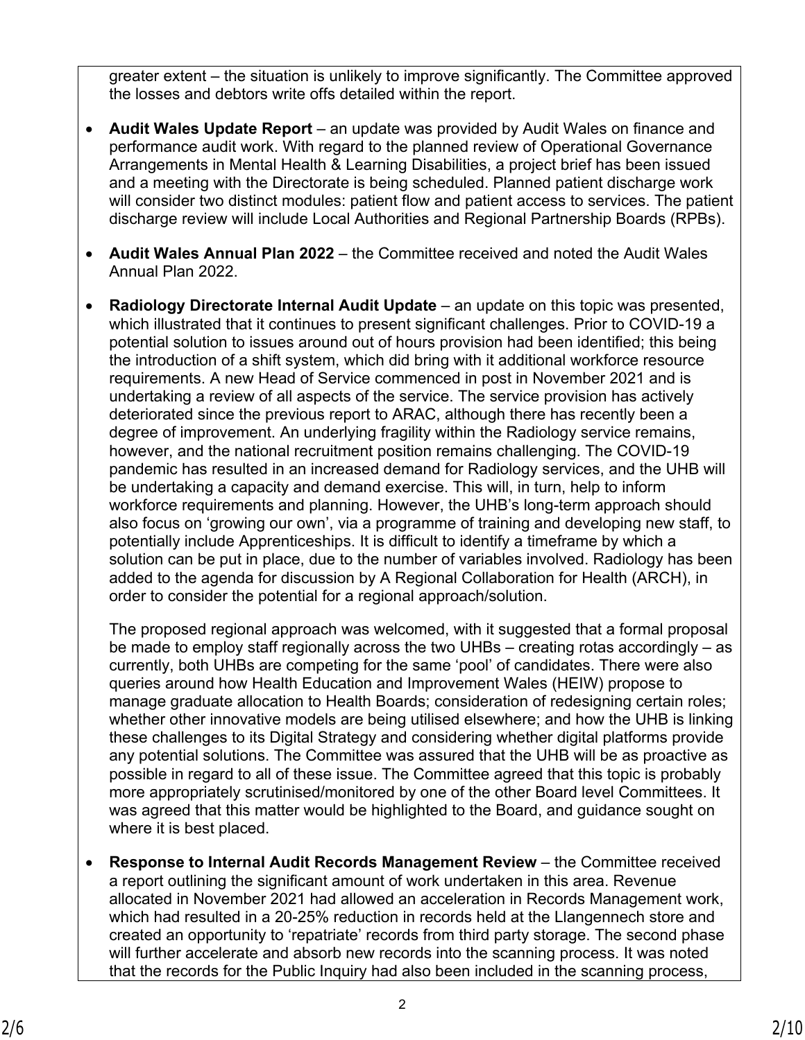greater extent – the situation is unlikely to improve significantly. The Committee approved the losses and debtors write offs detailed within the report.

- **Audit Wales Update Report** – an update was provided by Audit Wales on finance and performance audit work. With regard to the planned review of Operational Governance Arrangements in Mental Health & Learning Disabilities, a project brief has been issued and a meeting with the Directorate is being scheduled. Planned patient discharge work will consider two distinct modules: patient flow and patient access to services. The patient discharge review will include Local Authorities and Regional Partnership Boards (RPBs).

- **Audit Wales Annual Plan 2022** – the Committee received and noted the Audit Wales Annual Plan 2022.

- **Radiology Directorate Internal Audit Update** – an update on this topic was presented, which illustrated that it continues to present significant challenges. Prior to COVID-19 a potential solution to issues around out of hours provision had been identified; this being the introduction of a shift system, which did bring with it additional workforce resource requirements. A new Head of Service commenced in post in November 2021 and is undertaking a review of all aspects of the service. The service provision has actively deteriorated since the previous report to ARAC, although there has recently been a degree of improvement. An underlying fragility within the Radiology service remains, however, and the national recruitment position remains challenging. The COVID-19 pandemic has resulted in an increased demand for Radiology services, and the UHB will be undertaking a capacity and demand exercise. This will, in turn, help to inform workforce requirements and planning. However, the UHB's long-term approach should also focus on 'growing our own', via a programme of training and developing new staff, to potentially include Apprenticeships. It is difficult to identify a timeframe by which a solution can be put in place, due to the number of variables involved. Radiology has been added to the agenda for discussion by A Regional Collaboration for Health (ARCH), in order to consider the potential for a regional approach/solution.

  The proposed regional approach was welcomed, with it suggested that a formal proposal be made to employ staff regionally across the two UHBs – creating rotas accordingly – as currently, both UHBs are competing for the same 'pool' of candidates. There were also queries around how Health Education and Improvement Wales (HEIW) propose to manage graduate allocation to Health Boards; consideration of redesigning certain roles; whether other innovative models are being utilised elsewhere; and how the UHB is linking these challenges to its Digital Strategy and considering whether digital platforms provide any potential solutions. The Committee was assured that the UHB will be as proactive as possible in regard to all of these issue. The Committee agreed that this topic is probably more appropriately scrutinised/monitored by one of the other Board level Committees. It was agreed that this matter would be highlighted to the Board, and guidance sought on where it is best placed.

- **Response to Internal Audit Records Management Review** – the Committee received a report outlining the significant amount of work undertaken in this area. Revenue allocated in November 2021 had allowed an acceleration in Records Management work, which had resulted in a 20-25% reduction in records held at the Llangennech store and created an opportunity to 'repatriate' records from third party storage. The second phase will further accelerate and absorb new records into the scanning process. It was noted that the records for the Public Inquiry had also been included in the scanning process,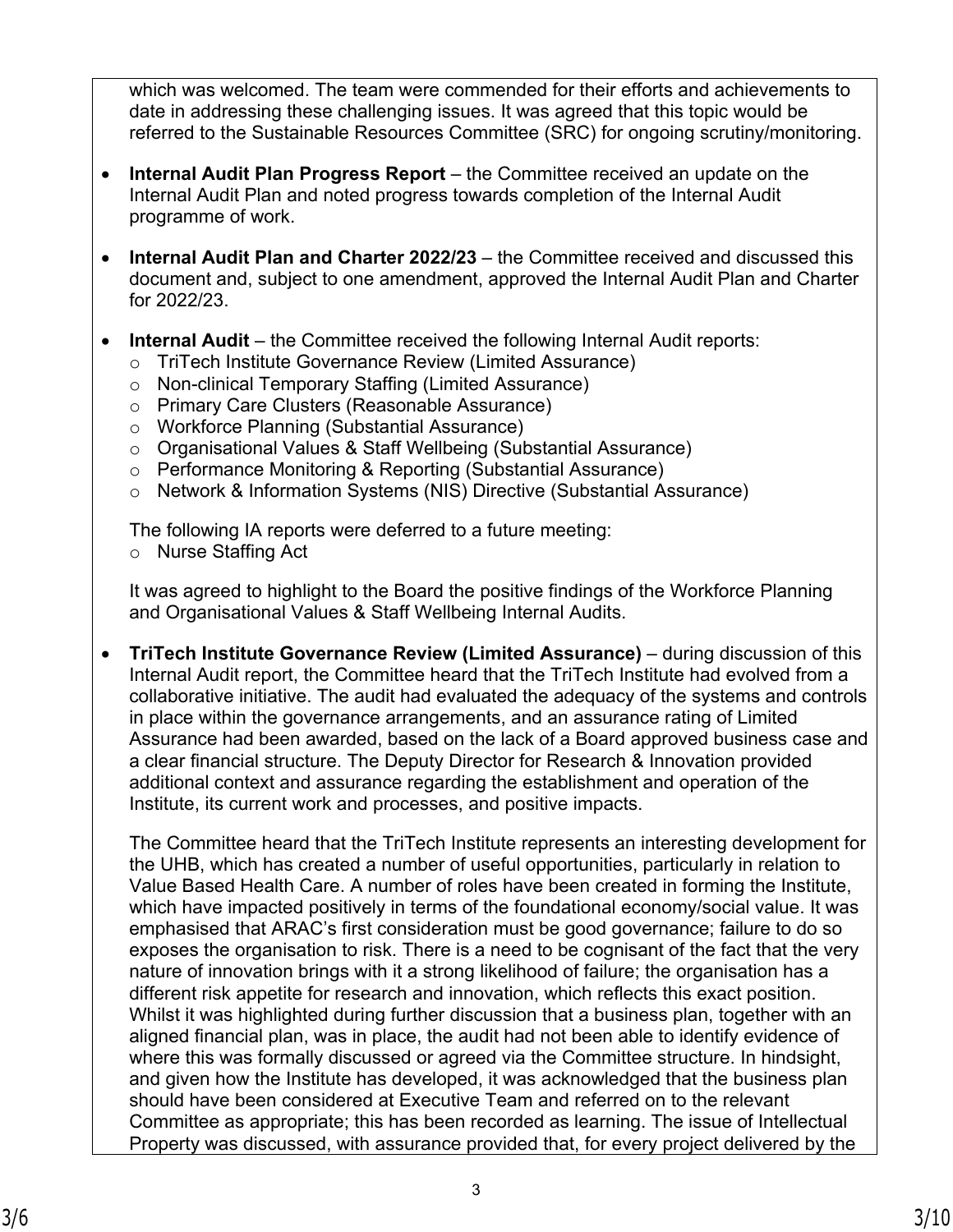which was welcomed. The team were commended for their efforts and achievements to date in addressing these challenging issues. It was agreed that this topic would be referred to the Sustainable Resources Committee (SRC) for ongoing scrutiny/monitoring.

- **Internal Audit Plan Progress Report** – the Committee received an update on the Internal Audit Plan and noted progress towards completion of the Internal Audit programme of work.

- **Internal Audit Plan and Charter 2022/23** – the Committee received and discussed this document and, subject to one amendment, approved the Internal Audit Plan and Charter for 2022/23.

- **Internal Audit** – the Committee received the following Internal Audit reports:
  - TriTech Institute Governance Review (Limited Assurance)
  - Non-clinical Temporary Staffing (Limited Assurance)
  - Primary Care Clusters (Reasonable Assurance)
  - Workforce Planning (Substantial Assurance)
  - Organisational Values & Staff Wellbeing (Substantial Assurance)
  - Performance Monitoring & Reporting (Substantial Assurance)
  - Network & Information Systems (NIS) Directive (Substantial Assurance)

  The following IA reports were deferred to a future meeting:
  - Nurse Staffing Act

  It was agreed to highlight to the Board the positive findings of the Workforce Planning and Organisational Values & Staff Wellbeing Internal Audits.

- **TriTech Institute Governance Review (Limited Assurance)** – during discussion of this Internal Audit report, the Committee heard that the TriTech Institute had evolved from a collaborative initiative. The audit had evaluated the adequacy of the systems and controls in place within the governance arrangements, and an assurance rating of Limited Assurance had been awarded, based on the lack of a Board approved business case and a clear financial structure. The Deputy Director for Research & Innovation provided additional context and assurance regarding the establishment and operation of the Institute, its current work and processes, and positive impacts.

  The Committee heard that the TriTech Institute represents an interesting development for the UHB, which has created a number of useful opportunities, particularly in relation to Value Based Health Care. A number of roles have been created in forming the Institute, which have impacted positively in terms of the foundational economy/social value. It was emphasised that ARAC's first consideration must be good governance; failure to do so exposes the organisation to risk. There is a need to be cognisant of the fact that the very nature of innovation brings with it a strong likelihood of failure; the organisation has a different risk appetite for research and innovation, which reflects this exact position. Whilst it was highlighted during further discussion that a business plan, together with an aligned financial plan, was in place, the audit had not been able to identify evidence of where this was formally discussed or agreed via the Committee structure. In hindsight, and given how the Institute has developed, it was acknowledged that the business plan should have been considered at Executive Team and referred on to the relevant Committee as appropriate; this has been recorded as learning. The issue of Intellectual Property was discussed, with assurance provided that, for every project delivered by the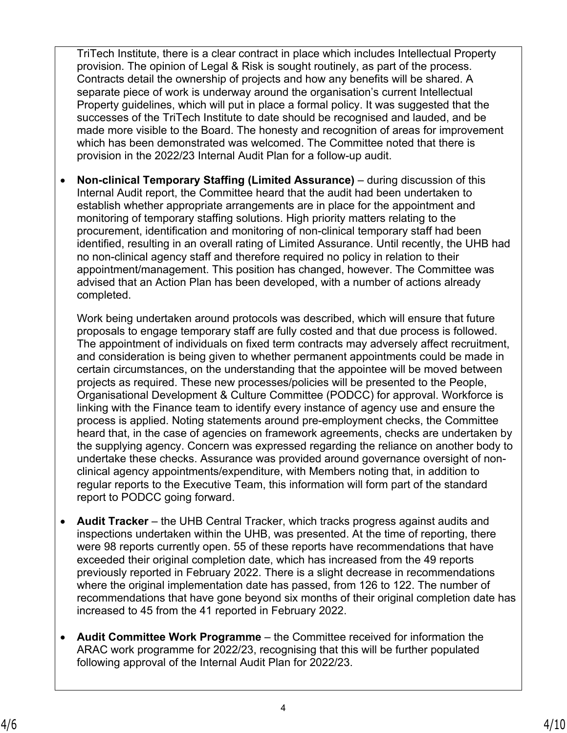TriTech Institute, there is a clear contract in place which includes Intellectual Property provision. The opinion of Legal & Risk is sought routinely, as part of the process. Contracts detail the ownership of projects and how any benefits will be shared. A separate piece of work is underway around the organisation's current Intellectual Property guidelines, which will put in place a formal policy. It was suggested that the successes of the TriTech Institute to date should be recognised and lauded, and be made more visible to the Board. The honesty and recognition of areas for improvement which has been demonstrated was welcomed. The Committee noted that there is provision in the 2022/23 Internal Audit Plan for a follow-up audit.

- **Non-clinical Temporary Staffing (Limited Assurance)** – during discussion of this Internal Audit report, the Committee heard that the audit had been undertaken to establish whether appropriate arrangements are in place for the appointment and monitoring of temporary staffing solutions. High priority matters relating to the procurement, identification and monitoring of non-clinical temporary staff had been identified, resulting in an overall rating of Limited Assurance. Until recently, the UHB had no non-clinical agency staff and therefore required no policy in relation to their appointment/management. This position has changed, however. The Committee was advised that an Action Plan has been developed, with a number of actions already completed.

  Work being undertaken around protocols was described, which will ensure that future proposals to engage temporary staff are fully costed and that due process is followed. The appointment of individuals on fixed term contracts may adversely affect recruitment, and consideration is being given to whether permanent appointments could be made in certain circumstances, on the understanding that the appointee will be moved between projects as required. These new processes/policies will be presented to the People, Organisational Development & Culture Committee (PODCC) for approval. Workforce is linking with the Finance team to identify every instance of agency use and ensure the process is applied. Noting statements around pre-employment checks, the Committee heard that, in the case of agencies on framework agreements, checks are undertaken by the supplying agency. Concern was expressed regarding the reliance on another body to undertake these checks. Assurance was provided around governance oversight of non-clinical agency appointments/expenditure, with Members noting that, in addition to regular reports to the Executive Team, this information will form part of the standard report to PODCC going forward.

- **Audit Tracker** – the UHB Central Tracker, which tracks progress against audits and inspections undertaken within the UHB, was presented. At the time of reporting, there were 98 reports currently open. 55 of these reports have recommendations that have exceeded their original completion date, which has increased from the 49 reports previously reported in February 2022. There is a slight decrease in recommendations where the original implementation date has passed, from 126 to 122. The number of recommendations that have gone beyond six months of their original completion date has increased to 45 from the 41 reported in February 2022.

- **Audit Committee Work Programme** – the Committee received for information the ARAC work programme for 2022/23, recognising that this will be further populated following approval of the Internal Audit Plan for 2022/23.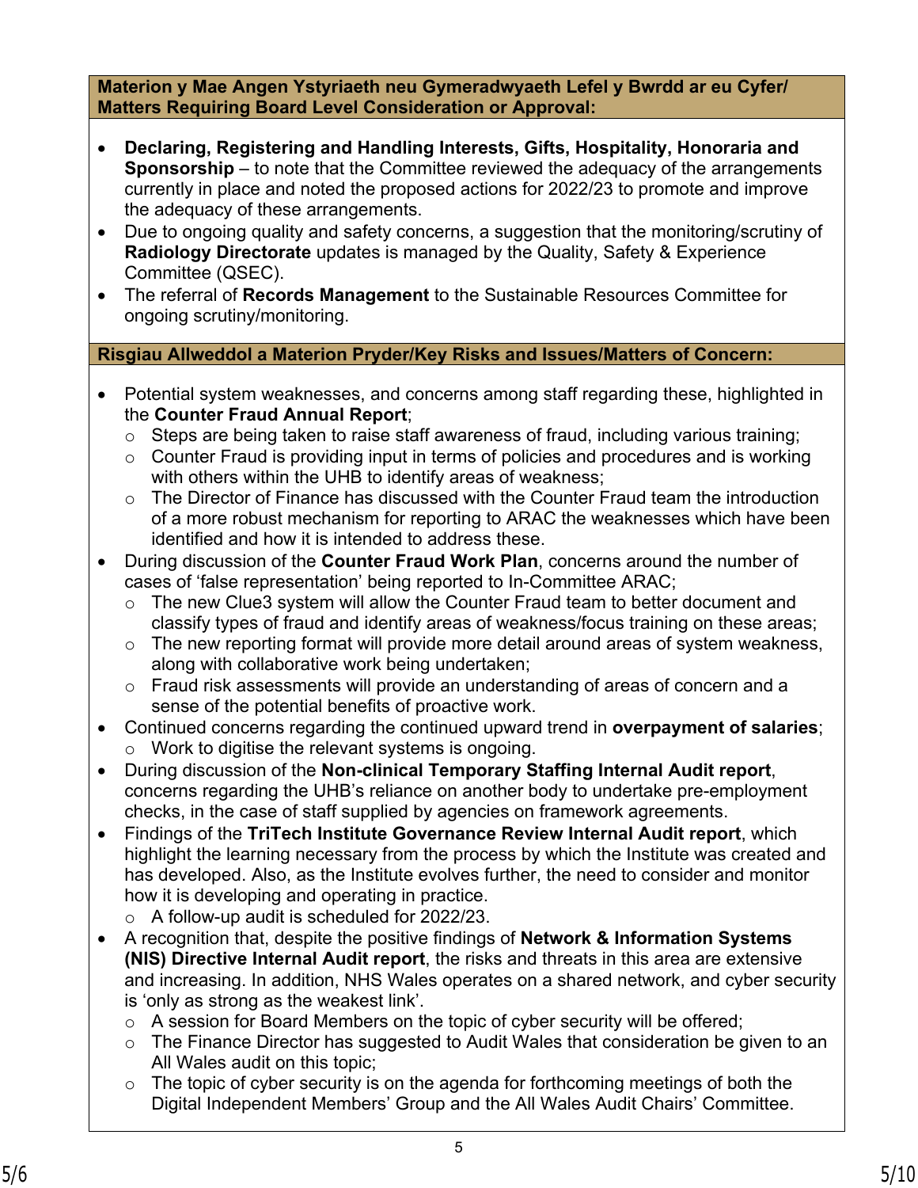## Materion y Mae Angen Ystyriaeth neu Gymeradwyaeth Lefel y Bwrdd ar eu Cyfer/ Matters Requiring Board Level Consideration or Approval:

- **Declaring, Registering and Handling Interests, Gifts, Hospitality, Honoraria and Sponsorship** – to note that the Committee reviewed the adequacy of the arrangements currently in place and noted the proposed actions for 2022/23 to promote and improve the adequacy of these arrangements.
- Due to ongoing quality and safety concerns, a suggestion that the monitoring/scrutiny of **Radiology Directorate** updates is managed by the Quality, Safety & Experience Committee (QSEC).
- The referral of **Records Management** to the Sustainable Resources Committee for ongoing scrutiny/monitoring.

## Risgiau Allweddol a Materion Pryder/Key Risks and Issues/Matters of Concern:

- Potential system weaknesses, and concerns among staff regarding these, highlighted in the **Counter Fraud Annual Report**;
  - Steps are being taken to raise staff awareness of fraud, including various training;
  - Counter Fraud is providing input in terms of policies and procedures and is working with others within the UHB to identify areas of weakness;
  - The Director of Finance has discussed with the Counter Fraud team the introduction of a more robust mechanism for reporting to ARAC the weaknesses which have been identified and how it is intended to address these.
- During discussion of the **Counter Fraud Work Plan**, concerns around the number of cases of 'false representation' being reported to In-Committee ARAC;
  - The new Clue3 system will allow the Counter Fraud team to better document and classify types of fraud and identify areas of weakness/focus training on these areas;
  - The new reporting format will provide more detail around areas of system weakness, along with collaborative work being undertaken;
  - Fraud risk assessments will provide an understanding of areas of concern and a sense of the potential benefits of proactive work.
- Continued concerns regarding the continued upward trend in **overpayment of salaries**;
  - Work to digitise the relevant systems is ongoing.
- During discussion of the **Non-clinical Temporary Staffing Internal Audit report**, concerns regarding the UHB's reliance on another body to undertake pre-employment checks, in the case of staff supplied by agencies on framework agreements.
- Findings of the **TriTech Institute Governance Review Internal Audit report**, which highlight the learning necessary from the process by which the Institute was created and has developed. Also, as the Institute evolves further, the need to consider and monitor how it is developing and operating in practice.
  - A follow-up audit is scheduled for 2022/23.
- A recognition that, despite the positive findings of **Network & Information Systems (NIS) Directive Internal Audit report**, the risks and threats in this area are extensive and increasing. In addition, NHS Wales operates on a shared network, and cyber security is 'only as strong as the weakest link'.
  - A session for Board Members on the topic of cyber security will be offered;
  - The Finance Director has suggested to Audit Wales that consideration be given to an All Wales audit on this topic;
  - The topic of cyber security is on the agenda for forthcoming meetings of both the Digital Independent Members' Group and the All Wales Audit Chairs' Committee.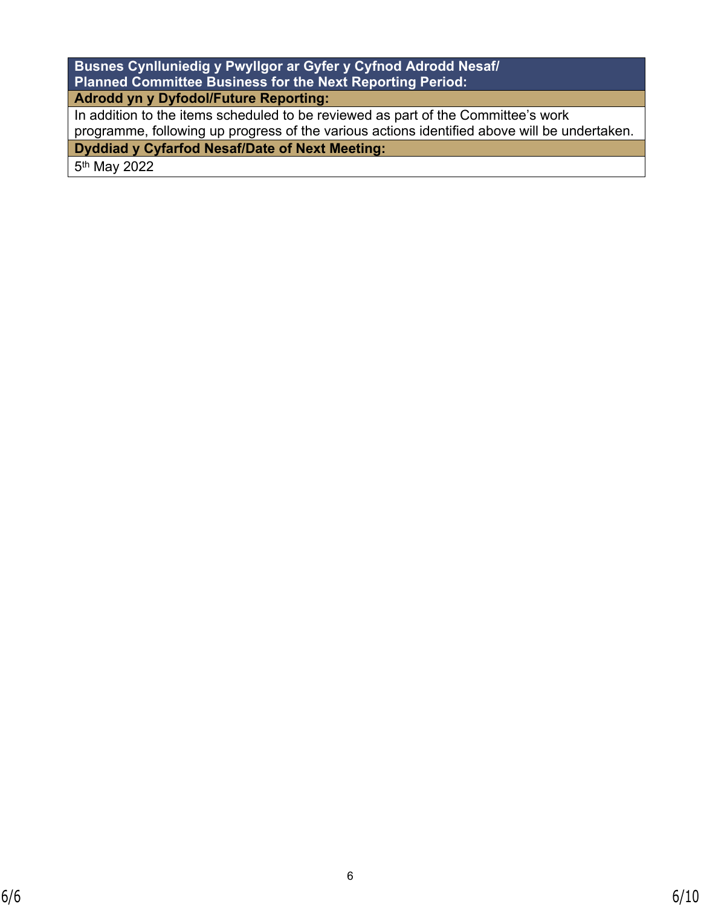| **Busnes Cynlluniedig y Pwyllgor ar Gyfer y Cyfnod Adrodd Nesaf/ Planned Committee Business for the Next Reporting Period:** |
| --- |
| **Adrodd yn y Dyfodol/Future Reporting:** |
| In addition to the items scheduled to be reviewed as part of the Committee's work programme, following up progress of the various actions identified above will be undertaken. |
| **Dyddiad y Cyfarfod Nesaf/Date of Next Meeting:** |
| 5th May 2022 |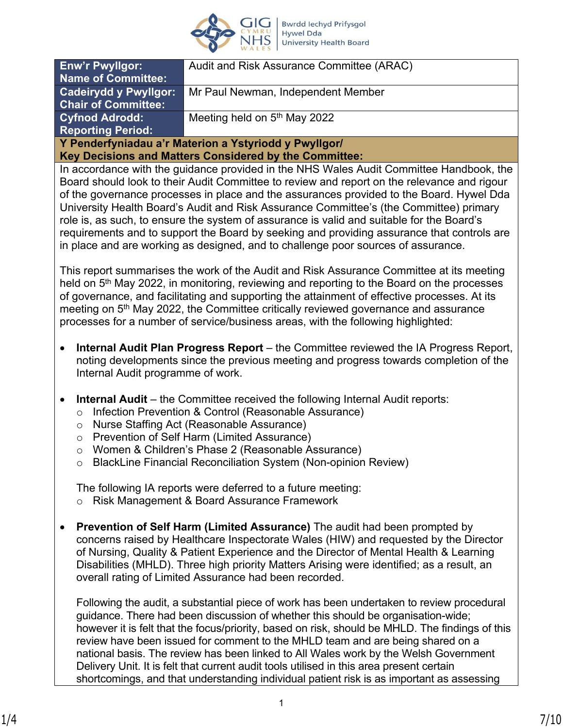| Enw'r Pwyllgor: Name of Committee: | Audit and Risk Assurance Committee (ARAC) |
|---|---|
| Cadeirydd y Pwyllgor: Chair of Committee: | Mr Paul Newman, Independent Member |
| Cyfnod Adrodd: Reporting Period: | Meeting held on 5th May 2022 |

**Y Penderfyniadau a'r Materion a Ystyriodd y Pwyllgor/ Key Decisions and Matters Considered by the Committee:**

In accordance with the guidance provided in the NHS Wales Audit Committee Handbook, the Board should look to their Audit Committee to review and report on the relevance and rigour of the governance processes in place and the assurances provided to the Board. Hywel Dda University Health Board's Audit and Risk Assurance Committee's (the Committee) primary role is, as such, to ensure the system of assurance is valid and suitable for the Board's requirements and to support the Board by seeking and providing assurance that controls are in place and are working as designed, and to challenge poor sources of assurance.

This report summarises the work of the Audit and Risk Assurance Committee at its meeting held on 5th May 2022, in monitoring, reviewing and reporting to the Board on the processes of governance, and facilitating and supporting the attainment of effective processes. At its meeting on 5th May 2022, the Committee critically reviewed governance and assurance processes for a number of service/business areas, with the following highlighted:

- **Internal Audit Plan Progress Report** – the Committee reviewed the IA Progress Report, noting developments since the previous meeting and progress towards completion of the Internal Audit programme of work.

- **Internal Audit** – the Committee received the following Internal Audit reports:
  - Infection Prevention & Control (Reasonable Assurance)
  - Nurse Staffing Act (Reasonable Assurance)
  - Prevention of Self Harm (Limited Assurance)
  - Women & Children's Phase 2 (Reasonable Assurance)
  - BlackLine Financial Reconciliation System (Non-opinion Review)

  The following IA reports were deferred to a future meeting:
  - Risk Management & Board Assurance Framework

- **Prevention of Self Harm (Limited Assurance)** The audit had been prompted by concerns raised by Healthcare Inspectorate Wales (HIW) and requested by the Director of Nursing, Quality & Patient Experience and the Director of Mental Health & Learning Disabilities (MHLD). Three high priority Matters Arising were identified; as a result, an overall rating of Limited Assurance had been recorded.

  Following the audit, a substantial piece of work has been undertaken to review procedural guidance. There had been discussion of whether this should be organisation-wide; however it is felt that the focus/priority, based on risk, should be MHLD. The findings of this review have been issued for comment to the MHLD team and are being shared on a national basis. The review has been linked to All Wales work by the Welsh Government Delivery Unit. It is felt that current audit tools utilised in this area present certain shortcomings, and that understanding individual patient risk is as important as assessing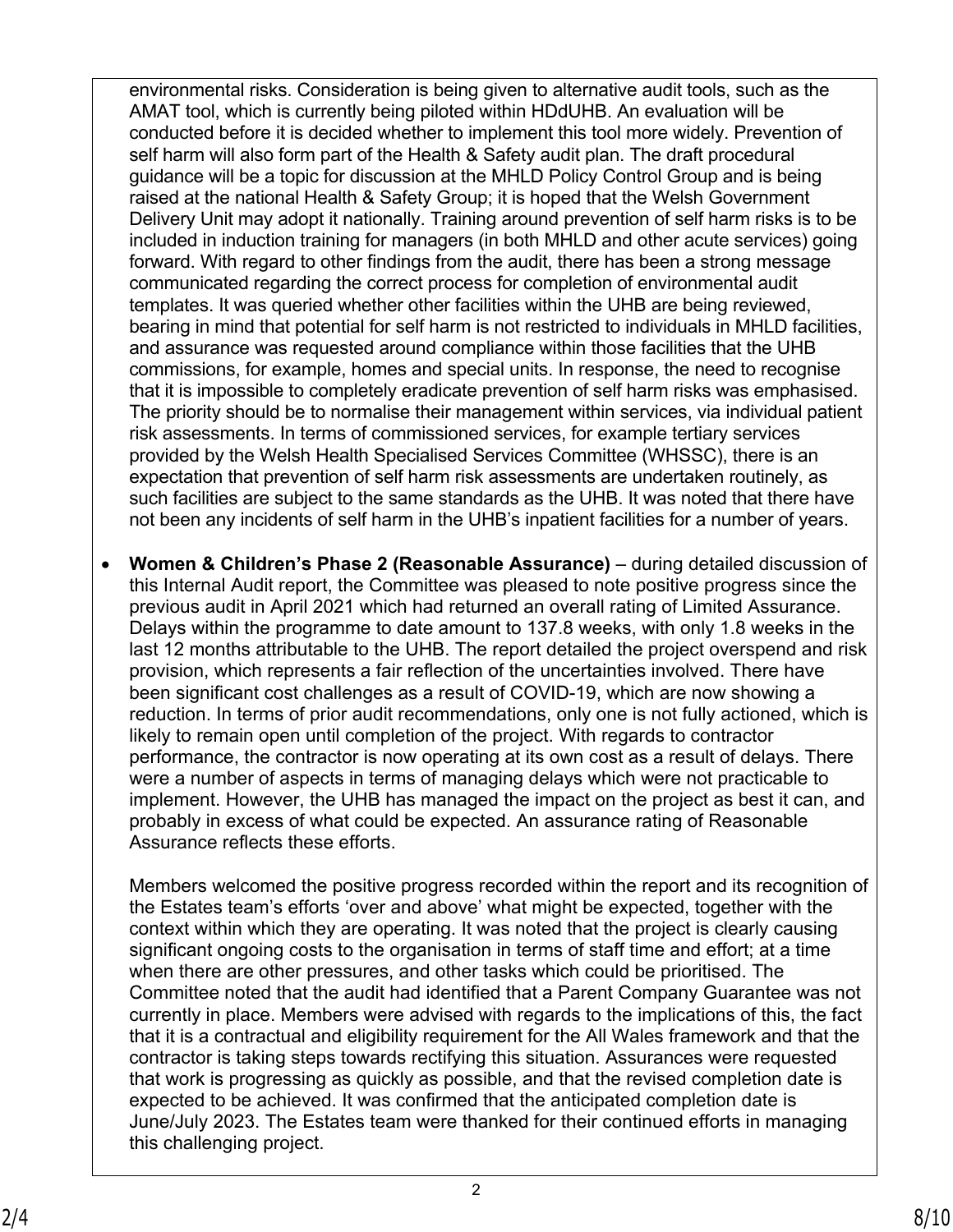environmental risks. Consideration is being given to alternative audit tools, such as the AMAT tool, which is currently being piloted within HDdUHB. An evaluation will be conducted before it is decided whether to implement this tool more widely. Prevention of self harm will also form part of the Health & Safety audit plan. The draft procedural guidance will be a topic for discussion at the MHLD Policy Control Group and is being raised at the national Health & Safety Group; it is hoped that the Welsh Government Delivery Unit may adopt it nationally. Training around prevention of self harm risks is to be included in induction training for managers (in both MHLD and other acute services) going forward. With regard to other findings from the audit, there has been a strong message communicated regarding the correct process for completion of environmental audit templates. It was queried whether other facilities within the UHB are being reviewed, bearing in mind that potential for self harm is not restricted to individuals in MHLD facilities, and assurance was requested around compliance within those facilities that the UHB commissions, for example, homes and special units. In response, the need to recognise that it is impossible to completely eradicate prevention of self harm risks was emphasised. The priority should be to normalise their management within services, via individual patient risk assessments. In terms of commissioned services, for example tertiary services provided by the Welsh Health Specialised Services Committee (WHSSC), there is an expectation that prevention of self harm risk assessments are undertaken routinely, as such facilities are subject to the same standards as the UHB. It was noted that there have not been any incidents of self harm in the UHB's inpatient facilities for a number of years.

- **Women & Children's Phase 2 (Reasonable Assurance)** – during detailed discussion of this Internal Audit report, the Committee was pleased to note positive progress since the previous audit in April 2021 which had returned an overall rating of Limited Assurance. Delays within the programme to date amount to 137.8 weeks, with only 1.8 weeks in the last 12 months attributable to the UHB. The report detailed the project overspend and risk provision, which represents a fair reflection of the uncertainties involved. There have been significant cost challenges as a result of COVID-19, which are now showing a reduction. In terms of prior audit recommendations, only one is not fully actioned, which is likely to remain open until completion of the project. With regards to contractor performance, the contractor is now operating at its own cost as a result of delays. There were a number of aspects in terms of managing delays which were not practicable to implement. However, the UHB has managed the impact on the project as best it can, and probably in excess of what could be expected. An assurance rating of Reasonable Assurance reflects these efforts.

  Members welcomed the positive progress recorded within the report and its recognition of the Estates team's efforts 'over and above' what might be expected, together with the context within which they are operating. It was noted that the project is clearly causing significant ongoing costs to the organisation in terms of staff time and effort; at a time when there are other pressures, and other tasks which could be prioritised. The Committee noted that the audit had identified that a Parent Company Guarantee was not currently in place. Members were advised with regards to the implications of this, the fact that it is a contractual and eligibility requirement for the All Wales framework and that the contractor is taking steps towards rectifying this situation. Assurances were requested that work is progressing as quickly as possible, and that the revised completion date is expected to be achieved. It was confirmed that the anticipated completion date is June/July 2023. The Estates team were thanked for their continued efforts in managing this challenging project.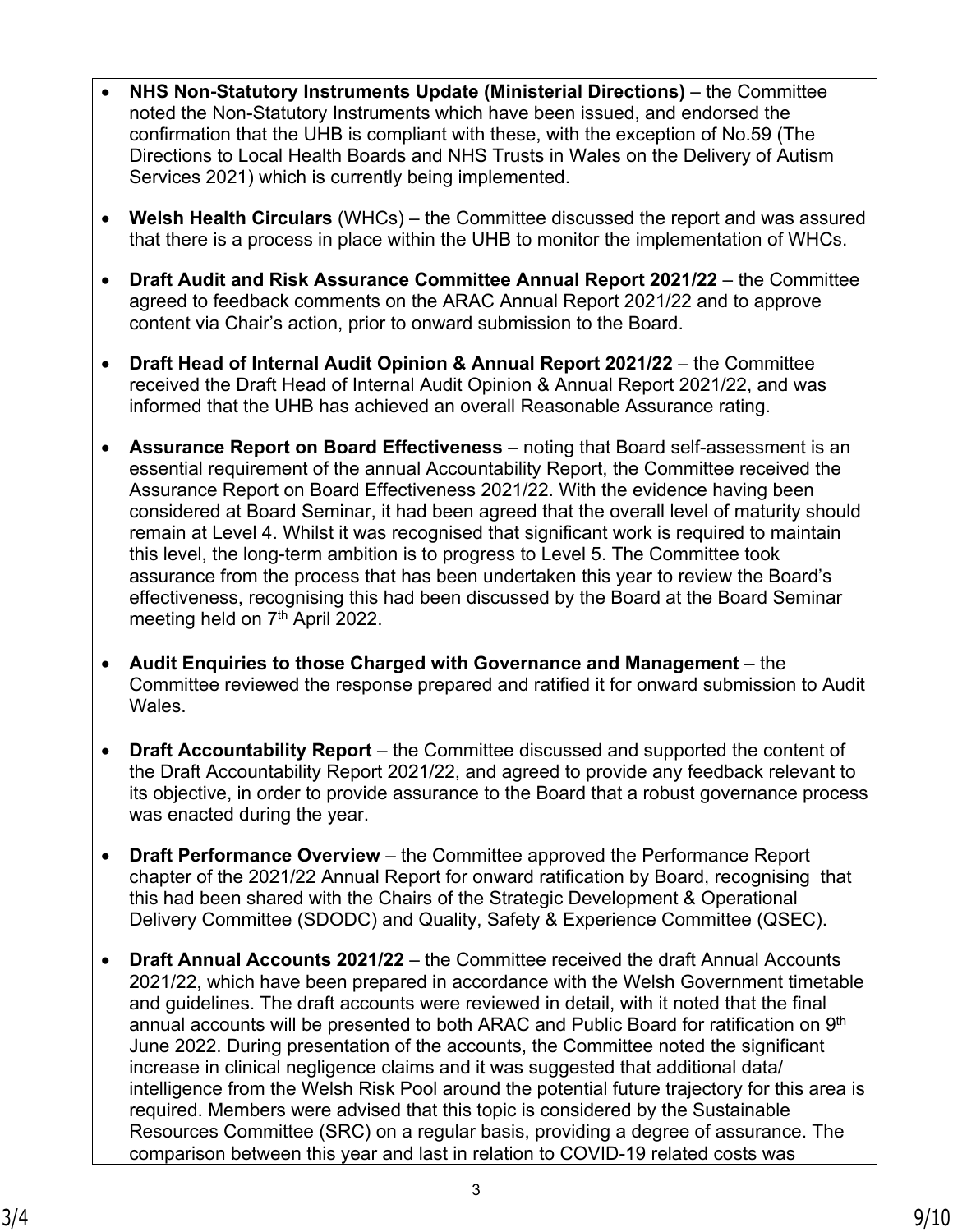- **NHS Non-Statutory Instruments Update (Ministerial Directions)** – the Committee noted the Non-Statutory Instruments which have been issued, and endorsed the confirmation that the UHB is compliant with these, with the exception of No.59 (The Directions to Local Health Boards and NHS Trusts in Wales on the Delivery of Autism Services 2021) which is currently being implemented.

- **Welsh Health Circulars** (WHCs) – the Committee discussed the report and was assured that there is a process in place within the UHB to monitor the implementation of WHCs.

- **Draft Audit and Risk Assurance Committee Annual Report 2021/22** – the Committee agreed to feedback comments on the ARAC Annual Report 2021/22 and to approve content via Chair's action, prior to onward submission to the Board.

- **Draft Head of Internal Audit Opinion & Annual Report 2021/22** – the Committee received the Draft Head of Internal Audit Opinion & Annual Report 2021/22, and was informed that the UHB has achieved an overall Reasonable Assurance rating.

- **Assurance Report on Board Effectiveness** – noting that Board self-assessment is an essential requirement of the annual Accountability Report, the Committee received the Assurance Report on Board Effectiveness 2021/22. With the evidence having been considered at Board Seminar, it had been agreed that the overall level of maturity should remain at Level 4. Whilst it was recognised that significant work is required to maintain this level, the long-term ambition is to progress to Level 5. The Committee took assurance from the process that has been undertaken this year to review the Board's effectiveness, recognising this had been discussed by the Board at the Board Seminar meeting held on 7th April 2022.

- **Audit Enquiries to those Charged with Governance and Management** – the Committee reviewed the response prepared and ratified it for onward submission to Audit Wales.

- **Draft Accountability Report** – the Committee discussed and supported the content of the Draft Accountability Report 2021/22, and agreed to provide any feedback relevant to its objective, in order to provide assurance to the Board that a robust governance process was enacted during the year.

- **Draft Performance Overview** – the Committee approved the Performance Report chapter of the 2021/22 Annual Report for onward ratification by Board, recognising that this had been shared with the Chairs of the Strategic Development & Operational Delivery Committee (SDODC) and Quality, Safety & Experience Committee (QSEC).

- **Draft Annual Accounts 2021/22** – the Committee received the draft Annual Accounts 2021/22, which have been prepared in accordance with the Welsh Government timetable and guidelines. The draft accounts were reviewed in detail, with it noted that the final annual accounts will be presented to both ARAC and Public Board for ratification on 9th June 2022. During presentation of the accounts, the Committee noted the significant increase in clinical negligence claims and it was suggested that additional data/ intelligence from the Welsh Risk Pool around the potential future trajectory for this area is required. Members were advised that this topic is considered by the Sustainable Resources Committee (SRC) on a regular basis, providing a degree of assurance. The comparison between this year and last in relation to COVID-19 related costs was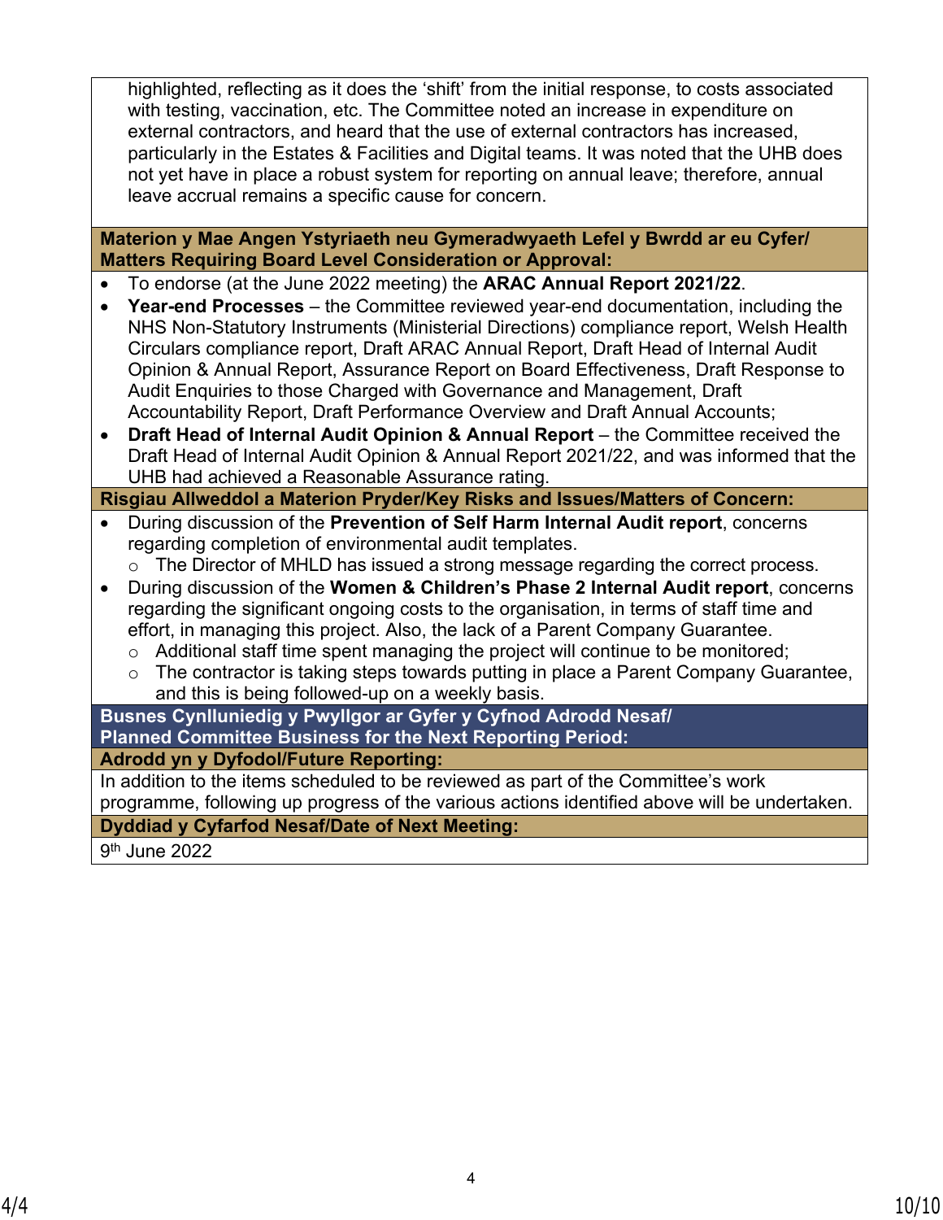highlighted, reflecting as it does the 'shift' from the initial response, to costs associated with testing, vaccination, etc. The Committee noted an increase in expenditure on external contractors, and heard that the use of external contractors has increased, particularly in the Estates & Facilities and Digital teams. It was noted that the UHB does not yet have in place a robust system for reporting on annual leave; therefore, annual leave accrual remains a specific cause for concern.

**Materion y Mae Angen Ystyriaeth neu Gymeradwyaeth Lefel y Bwrdd ar eu Cyfer/ Matters Requiring Board Level Consideration or Approval:**

- To endorse (at the June 2022 meeting) the **ARAC Annual Report 2021/22**.
- **Year-end Processes** – the Committee reviewed year-end documentation, including the NHS Non-Statutory Instruments (Ministerial Directions) compliance report, Welsh Health Circulars compliance report, Draft ARAC Annual Report, Draft Head of Internal Audit Opinion & Annual Report, Assurance Report on Board Effectiveness, Draft Response to Audit Enquiries to those Charged with Governance and Management, Draft Accountability Report, Draft Performance Overview and Draft Annual Accounts;
- **Draft Head of Internal Audit Opinion & Annual Report** – the Committee received the Draft Head of Internal Audit Opinion & Annual Report 2021/22, and was informed that the UHB had achieved a Reasonable Assurance rating.

**Risgiau Allweddol a Materion Pryder/Key Risks and Issues/Matters of Concern:**

- During discussion of the **Prevention of Self Harm Internal Audit report**, concerns regarding completion of environmental audit templates.
  - The Director of MHLD has issued a strong message regarding the correct process.
- During discussion of the **Women & Children's Phase 2 Internal Audit report**, concerns regarding the significant ongoing costs to the organisation, in terms of staff time and effort, in managing this project. Also, the lack of a Parent Company Guarantee.
  - Additional staff time spent managing the project will continue to be monitored;
  - The contractor is taking steps towards putting in place a Parent Company Guarantee, and this is being followed-up on a weekly basis.

**Busnes Cynlluniedig y Pwyllgor ar Gyfer y Cyfnod Adrodd Nesaf/ Planned Committee Business for the Next Reporting Period:**

**Adrodd yn y Dyfodol/Future Reporting:**

In addition to the items scheduled to be reviewed as part of the Committee's work programme, following up progress of the various actions identified above will be undertaken.

**Dyddiad y Cyfarfod Nesaf/Date of Next Meeting:**

9th June 2022